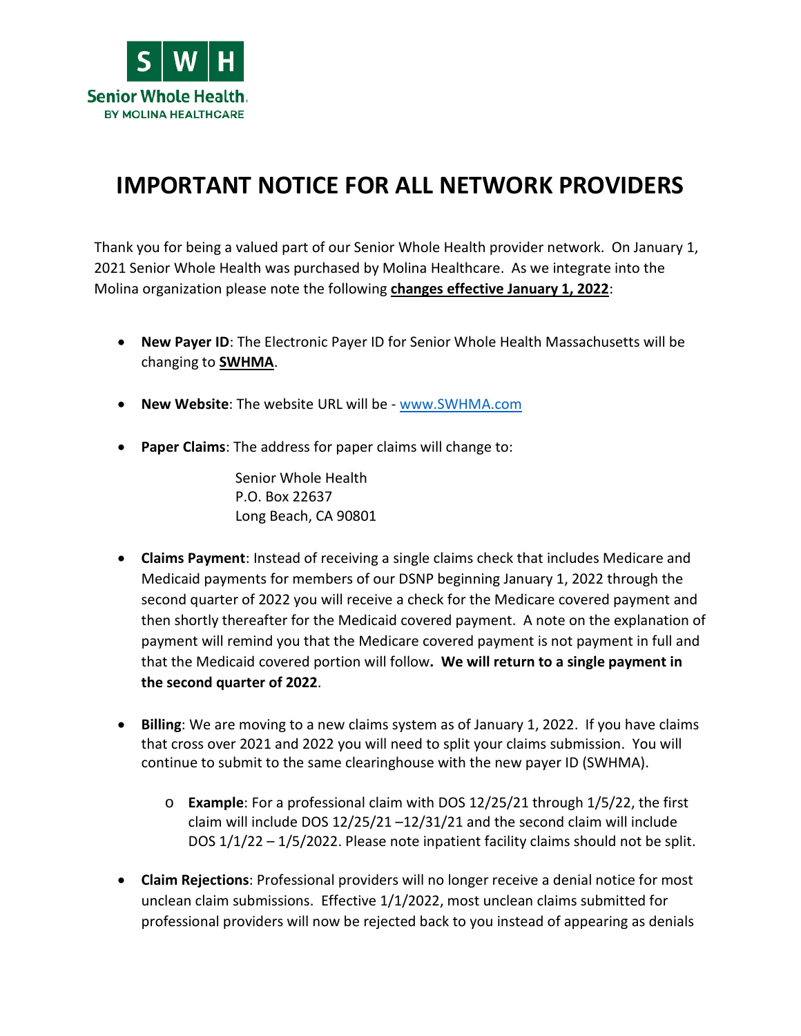# IMPORTANT NOTICE FOR ALL NETWORK PROVIDERS

Thank you for being a valued part of our Senior Whole Health provider network. On January 1, 2021 Senior Whole Health was purchased by Molina Healthcare. As we integrate into the Molina organization please note the following **changes effective January 1, 2022**:

- **New Payer ID**: The Electronic Payer ID for Senior Whole Health Massachusetts will be changing to **SWHMA**.
- **New Website**: The website URL will be - www.SWHMA.com
- **Paper Claims**: The address for paper claims will change to:

  Senior Whole Health
  P.O. Box 22637
  Long Beach, CA 90801

- **Claims Payment**: Instead of receiving a single claims check that includes Medicare and Medicaid payments for members of our DSNP beginning January 1, 2022 through the second quarter of 2022 you will receive a check for the Medicare covered payment and then shortly thereafter for the Medicaid covered payment. A note on the explanation of payment will remind you that the Medicare covered payment is not payment in full and that the Medicaid covered portion will follow**. We will return to a single payment in the second quarter of 2022**.
- **Billing**: We are moving to a new claims system as of January 1, 2022. If you have claims that cross over 2021 and 2022 you will need to split your claims submission. You will continue to submit to the same clearinghouse with the new payer ID (SWHMA).
  - **Example**: For a professional claim with DOS 12/25/21 through 1/5/22, the first claim will include DOS 12/25/21 –12/31/21 and the second claim will include DOS 1/1/22 – 1/5/2022. Please note inpatient facility claims should not be split.
- **Claim Rejections**: Professional providers will no longer receive a denial notice for most unclean claim submissions. Effective 1/1/2022, most unclean claims submitted for professional providers will now be rejected back to you instead of appearing as denials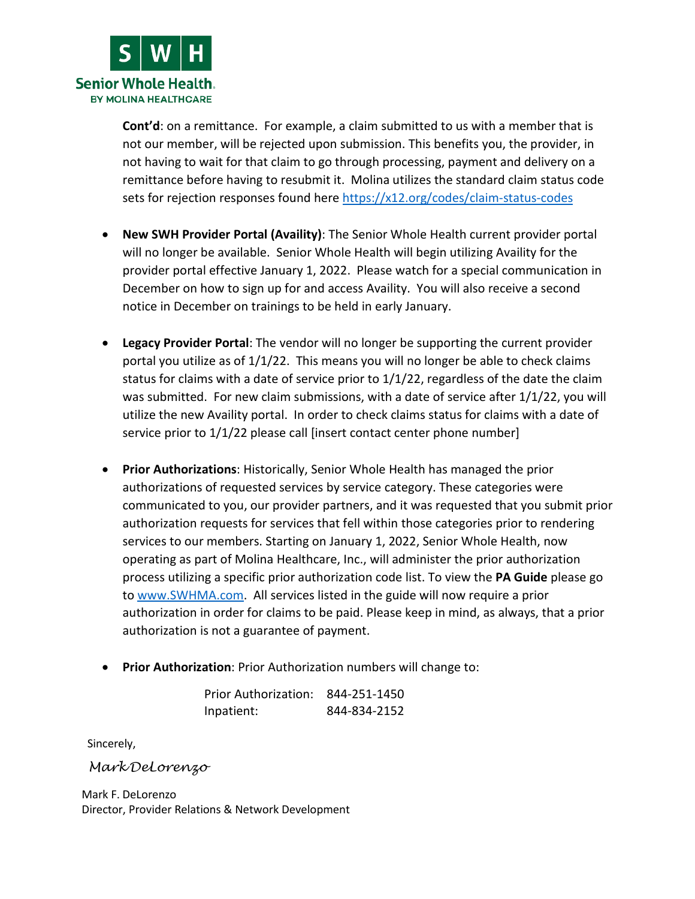**Cont'd**: on a remittance. For example, a claim submitted to us with a member that is not our member, will be rejected upon submission. This benefits you, the provider, in not having to wait for that claim to go through processing, payment and delivery on a remittance before having to resubmit it. Molina utilizes the standard claim status code sets for rejection responses found here https://x12.org/codes/claim-status-codes

- **New SWH Provider Portal (Availity)**: The Senior Whole Health current provider portal will no longer be available. Senior Whole Health will begin utilizing Availity for the provider portal effective January 1, 2022. Please watch for a special communication in December on how to sign up for and access Availity. You will also receive a second notice in December on trainings to be held in early January.

- **Legacy Provider Portal**: The vendor will no longer be supporting the current provider portal you utilize as of 1/1/22. This means you will no longer be able to check claims status for claims with a date of service prior to 1/1/22, regardless of the date the claim was submitted. For new claim submissions, with a date of service after 1/1/22, you will utilize the new Availity portal. In order to check claims status for claims with a date of service prior to 1/1/22 please call [insert contact center phone number]

- **Prior Authorizations**: Historically, Senior Whole Health has managed the prior authorizations of requested services by service category. These categories were communicated to you, our provider partners, and it was requested that you submit prior authorization requests for services that fell within those categories prior to rendering services to our members. Starting on January 1, 2022, Senior Whole Health, now operating as part of Molina Healthcare, Inc., will administer the prior authorization process utilizing a specific prior authorization code list. To view the **PA Guide** please go to www.SWHMA.com. All services listed in the guide will now require a prior authorization in order for claims to be paid. Please keep in mind, as always, that a prior authorization is not a guarantee of payment.

- **Prior Authorization**: Prior Authorization numbers will change to:

  Prior Authorization: 844-251-1450
  Inpatient: 844-834-2152

Sincerely,

*MarkDeLorenzo*

Mark F. DeLorenzo
Director, Provider Relations & Network Development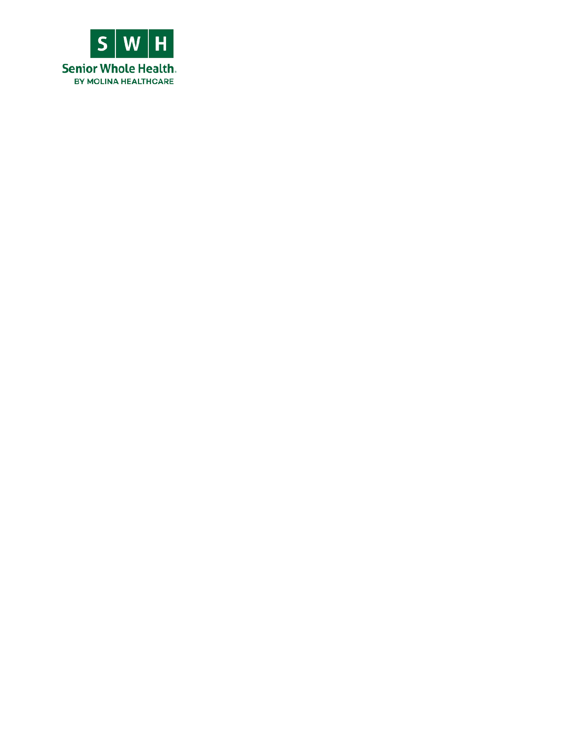S W H

Senior Whole Health.

BY MOLINA HEALTHCARE